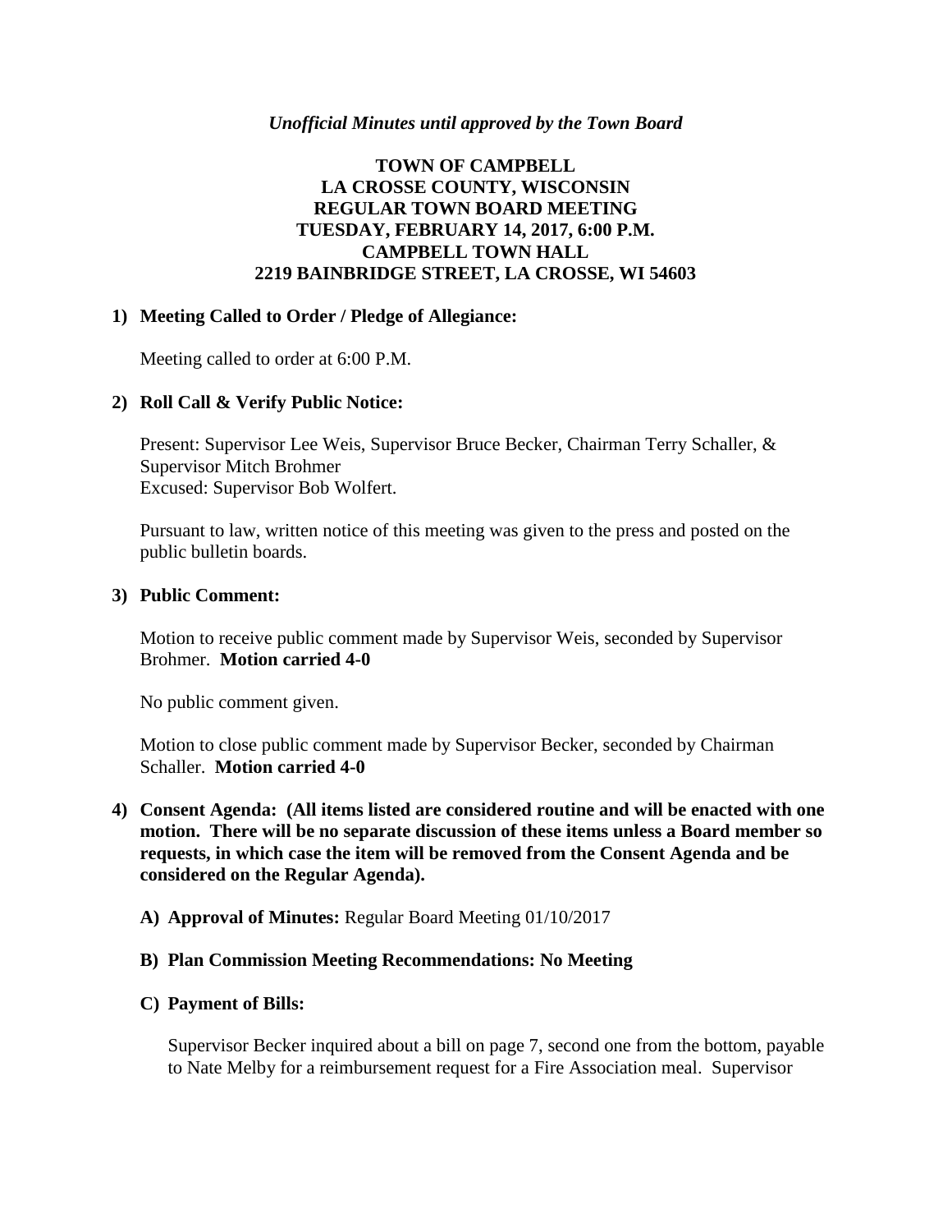*Unofficial Minutes until approved by the Town Board*

**TOWN OF CAMPBELL**
**LA CROSSE COUNTY, WISCONSIN**
**REGULAR TOWN BOARD MEETING**
**TUESDAY, FEBRUARY 14, 2017, 6:00 P.M.**
**CAMPBELL TOWN HALL**
**2219 BAINBRIDGE STREET, LA CROSSE, WI 54603**

1) **Meeting Called to Order / Pledge of Allegiance:**

   Meeting called to order at 6:00 P.M.

2) **Roll Call & Verify Public Notice:**

   Present: Supervisor Lee Weis, Supervisor Bruce Becker, Chairman Terry Schaller, & Supervisor Mitch Brohmer
   Excused: Supervisor Bob Wolfert.

   Pursuant to law, written notice of this meeting was given to the press and posted on the public bulletin boards.

3) **Public Comment:**

   Motion to receive public comment made by Supervisor Weis, seconded by Supervisor Brohmer. **Motion carried 4-0**

   No public comment given.

   Motion to close public comment made by Supervisor Becker, seconded by Chairman Schaller. **Motion carried 4-0**

4) **Consent Agenda: (All items listed are considered routine and will be enacted with one motion. There will be no separate discussion of these items unless a Board member so requests, in which case the item will be removed from the Consent Agenda and be considered on the Regular Agenda).**

   A) **Approval of Minutes:** Regular Board Meeting 01/10/2017

   B) **Plan Commission Meeting Recommendations: No Meeting**

   C) **Payment of Bills:**

      Supervisor Becker inquired about a bill on page 7, second one from the bottom, payable to Nate Melby for a reimbursement request for a Fire Association meal. Supervisor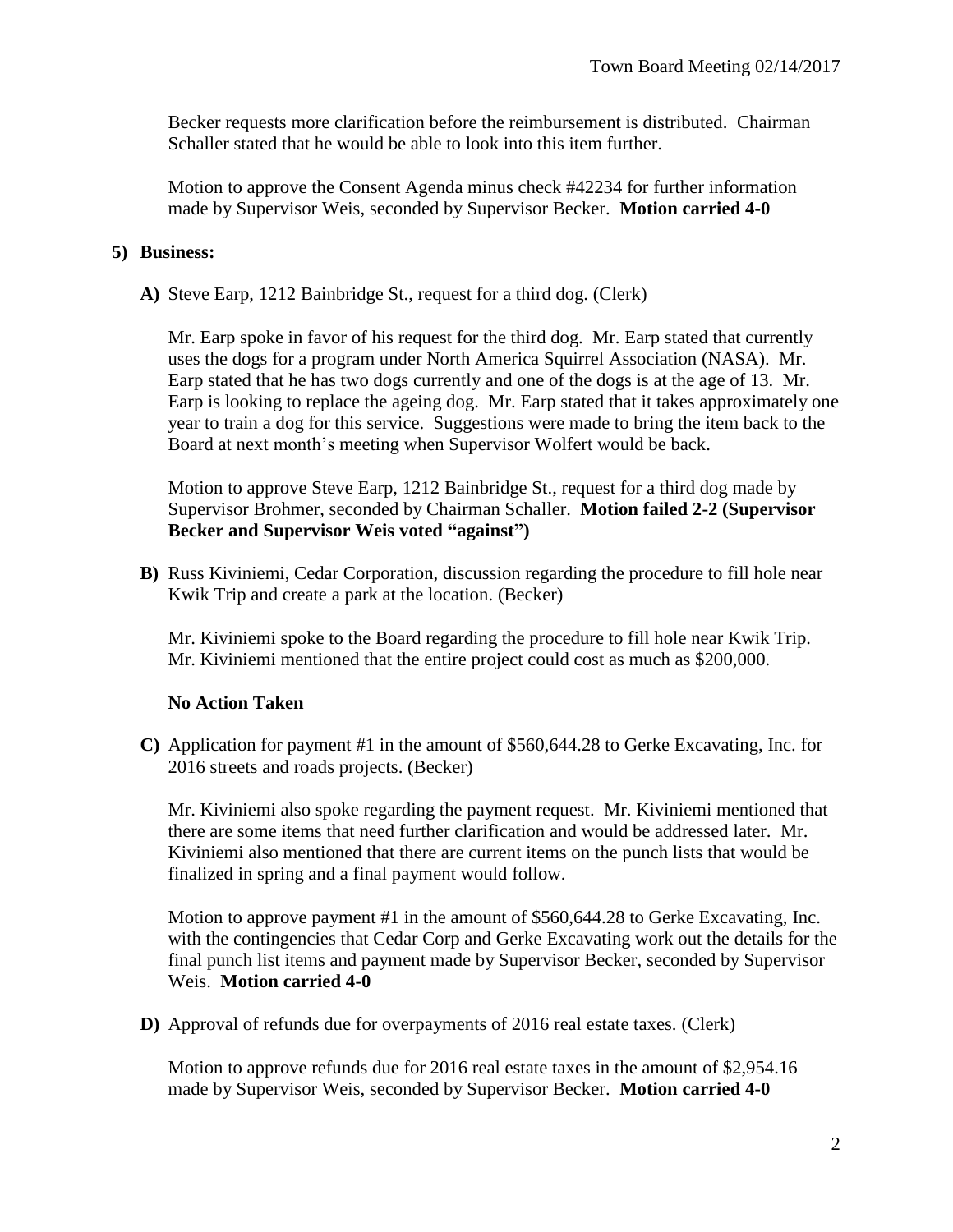Becker requests more clarification before the reimbursement is distributed. Chairman Schaller stated that he would be able to look into this item further.

Motion to approve the Consent Agenda minus check #42234 for further information made by Supervisor Weis, seconded by Supervisor Becker. **Motion carried 4-0**

**5) Business:**

**A)** Steve Earp, 1212 Bainbridge St., request for a third dog. (Clerk)

Mr. Earp spoke in favor of his request for the third dog. Mr. Earp stated that currently uses the dogs for a program under North America Squirrel Association (NASA). Mr. Earp stated that he has two dogs currently and one of the dogs is at the age of 13. Mr. Earp is looking to replace the ageing dog. Mr. Earp stated that it takes approximately one year to train a dog for this service. Suggestions were made to bring the item back to the Board at next month's meeting when Supervisor Wolfert would be back.

Motion to approve Steve Earp, 1212 Bainbridge St., request for a third dog made by Supervisor Brohmer, seconded by Chairman Schaller. **Motion failed 2-2 (Supervisor Becker and Supervisor Weis voted "against")**

**B)** Russ Kiviniemi, Cedar Corporation, discussion regarding the procedure to fill hole near Kwik Trip and create a park at the location. (Becker)

Mr. Kiviniemi spoke to the Board regarding the procedure to fill hole near Kwik Trip. Mr. Kiviniemi mentioned that the entire project could cost as much as $200,000.

**No Action Taken**

**C)** Application for payment #1 in the amount of $560,644.28 to Gerke Excavating, Inc. for 2016 streets and roads projects. (Becker)

Mr. Kiviniemi also spoke regarding the payment request. Mr. Kiviniemi mentioned that there are some items that need further clarification and would be addressed later. Mr. Kiviniemi also mentioned that there are current items on the punch lists that would be finalized in spring and a final payment would follow.

Motion to approve payment #1 in the amount of $560,644.28 to Gerke Excavating, Inc. with the contingencies that Cedar Corp and Gerke Excavating work out the details for the final punch list items and payment made by Supervisor Becker, seconded by Supervisor Weis. **Motion carried 4-0**

**D)** Approval of refunds due for overpayments of 2016 real estate taxes. (Clerk)

Motion to approve refunds due for 2016 real estate taxes in the amount of $2,954.16 made by Supervisor Weis, seconded by Supervisor Becker. **Motion carried 4-0**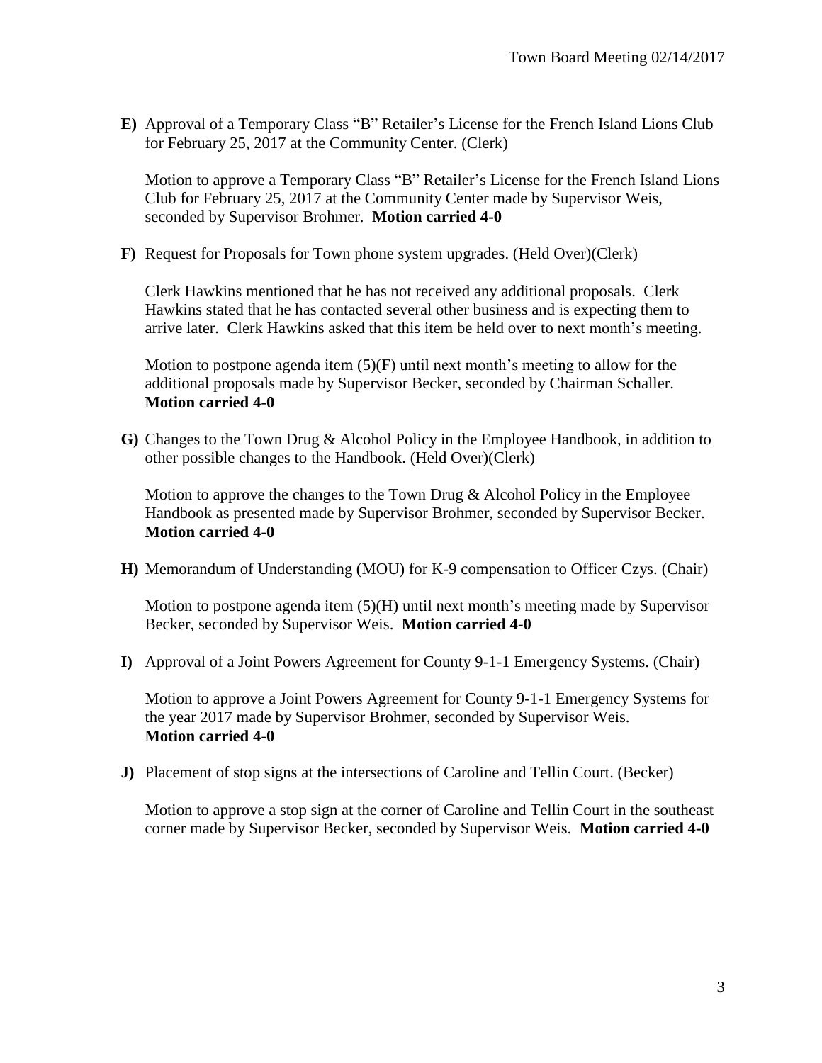**E)** Approval of a Temporary Class "B" Retailer's License for the French Island Lions Club for February 25, 2017 at the Community Center. (Clerk)

Motion to approve a Temporary Class "B" Retailer's License for the French Island Lions Club for February 25, 2017 at the Community Center made by Supervisor Weis, seconded by Supervisor Brohmer. **Motion carried 4-0**

**F)** Request for Proposals for Town phone system upgrades. (Held Over)(Clerk)

Clerk Hawkins mentioned that he has not received any additional proposals. Clerk Hawkins stated that he has contacted several other business and is expecting them to arrive later. Clerk Hawkins asked that this item be held over to next month's meeting.

Motion to postpone agenda item (5)(F) until next month's meeting to allow for the additional proposals made by Supervisor Becker, seconded by Chairman Schaller. **Motion carried 4-0**

**G)** Changes to the Town Drug & Alcohol Policy in the Employee Handbook, in addition to other possible changes to the Handbook. (Held Over)(Clerk)

Motion to approve the changes to the Town Drug & Alcohol Policy in the Employee Handbook as presented made by Supervisor Brohmer, seconded by Supervisor Becker. **Motion carried 4-0**

**H)** Memorandum of Understanding (MOU) for K-9 compensation to Officer Czys. (Chair)

Motion to postpone agenda item (5)(H) until next month's meeting made by Supervisor Becker, seconded by Supervisor Weis. **Motion carried 4-0**

**I)** Approval of a Joint Powers Agreement for County 9-1-1 Emergency Systems. (Chair)

Motion to approve a Joint Powers Agreement for County 9-1-1 Emergency Systems for the year 2017 made by Supervisor Brohmer, seconded by Supervisor Weis. **Motion carried 4-0**

**J)** Placement of stop signs at the intersections of Caroline and Tellin Court. (Becker)

Motion to approve a stop sign at the corner of Caroline and Tellin Court in the southeast corner made by Supervisor Becker, seconded by Supervisor Weis. **Motion carried 4-0**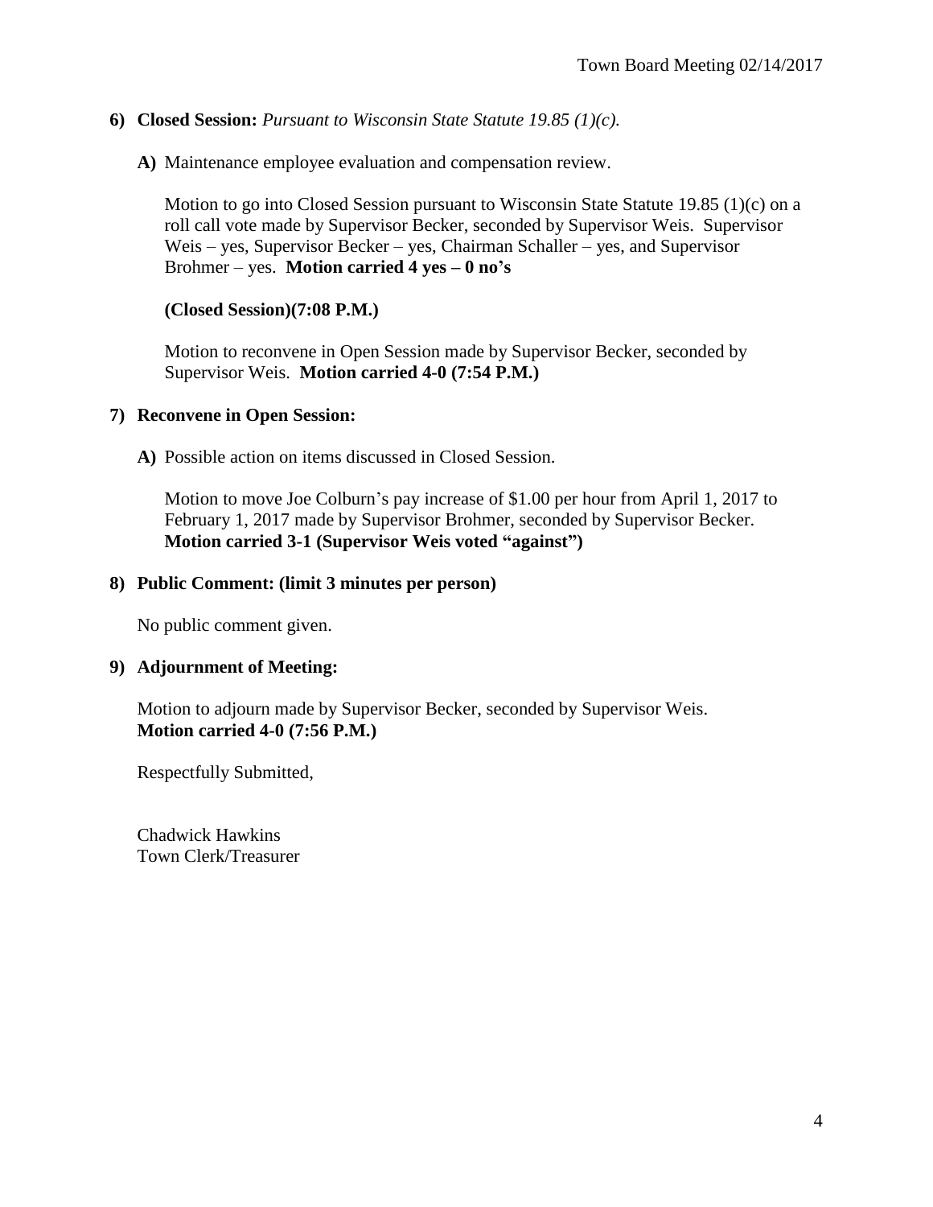**6) Closed Session:** *Pursuant to Wisconsin State Statute 19.85 (1)(c).*

**A)** Maintenance employee evaluation and compensation review.

Motion to go into Closed Session pursuant to Wisconsin State Statute 19.85 (1)(c) on a roll call vote made by Supervisor Becker, seconded by Supervisor Weis. Supervisor Weis – yes, Supervisor Becker – yes, Chairman Schaller – yes, and Supervisor Brohmer – yes. **Motion carried 4 yes – 0 no's**

**(Closed Session)(7:08 P.M.)**

Motion to reconvene in Open Session made by Supervisor Becker, seconded by Supervisor Weis. **Motion carried 4-0 (7:54 P.M.)**

**7) Reconvene in Open Session:**

**A)** Possible action on items discussed in Closed Session.

Motion to move Joe Colburn's pay increase of $1.00 per hour from April 1, 2017 to February 1, 2017 made by Supervisor Brohmer, seconded by Supervisor Becker. **Motion carried 3-1 (Supervisor Weis voted "against")**

**8) Public Comment: (limit 3 minutes per person)**

No public comment given.

**9) Adjournment of Meeting:**

Motion to adjourn made by Supervisor Becker, seconded by Supervisor Weis. **Motion carried 4-0 (7:56 P.M.)**

Respectfully Submitted,

Chadwick Hawkins
Town Clerk/Treasurer